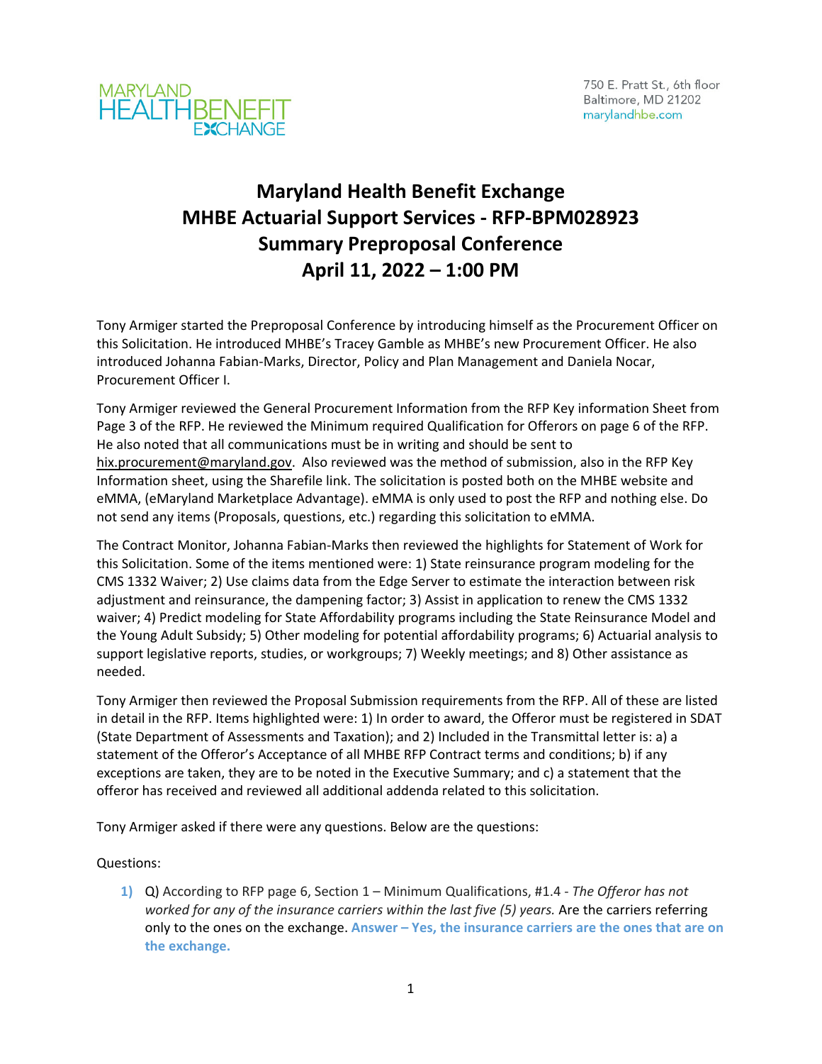MARYLAND HEALTH BENEFIT EXCHANGE

750 E. Pratt St., 6th floor
Baltimore, MD 21202
marylandhbe.com

# Maryland Health Benefit Exchange
# MHBE Actuarial Support Services - RFP-BPM028923
# Summary Preproposal Conference
# April 11, 2022 – 1:00 PM

Tony Armiger started the Preproposal Conference by introducing himself as the Procurement Officer on this Solicitation. He introduced MHBE's Tracey Gamble as MHBE's new Procurement Officer. He also introduced Johanna Fabian-Marks, Director, Policy and Plan Management and Daniela Nocar, Procurement Officer I.

Tony Armiger reviewed the General Procurement Information from the RFP Key information Sheet from Page 3 of the RFP. He reviewed the Minimum required Qualification for Offerors on page 6 of the RFP. He also noted that all communications must be in writing and should be sent to hix.procurement@maryland.gov. Also reviewed was the method of submission, also in the RFP Key Information sheet, using the Sharefile link. The solicitation is posted both on the MHBE website and eMMA, (eMaryland Marketplace Advantage). eMMA is only used to post the RFP and nothing else. Do not send any items (Proposals, questions, etc.) regarding this solicitation to eMMA.

The Contract Monitor, Johanna Fabian-Marks then reviewed the highlights for Statement of Work for this Solicitation. Some of the items mentioned were: 1) State reinsurance program modeling for the CMS 1332 Waiver; 2) Use claims data from the Edge Server to estimate the interaction between risk adjustment and reinsurance, the dampening factor; 3) Assist in application to renew the CMS 1332 waiver; 4) Predict modeling for State Affordability programs including the State Reinsurance Model and the Young Adult Subsidy; 5) Other modeling for potential affordability programs; 6) Actuarial analysis to support legislative reports, studies, or workgroups; 7) Weekly meetings; and 8) Other assistance as needed.

Tony Armiger then reviewed the Proposal Submission requirements from the RFP. All of these are listed in detail in the RFP. Items highlighted were: 1) In order to award, the Offeror must be registered in SDAT (State Department of Assessments and Taxation); and 2) Included in the Transmittal letter is: a) a statement of the Offeror's Acceptance of all MHBE RFP Contract terms and conditions; b) if any exceptions are taken, they are to be noted in the Executive Summary; and c) a statement that the offeror has received and reviewed all additional addenda related to this solicitation.

Tony Armiger asked if there were any questions. Below are the questions:

Questions:

1) Q) According to RFP page 6, Section 1 – Minimum Qualifications, #1.4 - *The Offeror has not worked for any of the insurance carriers within the last five (5) years.* Are the carriers referring only to the ones on the exchange. **Answer – Yes, the insurance carriers are the ones that are on the exchange.**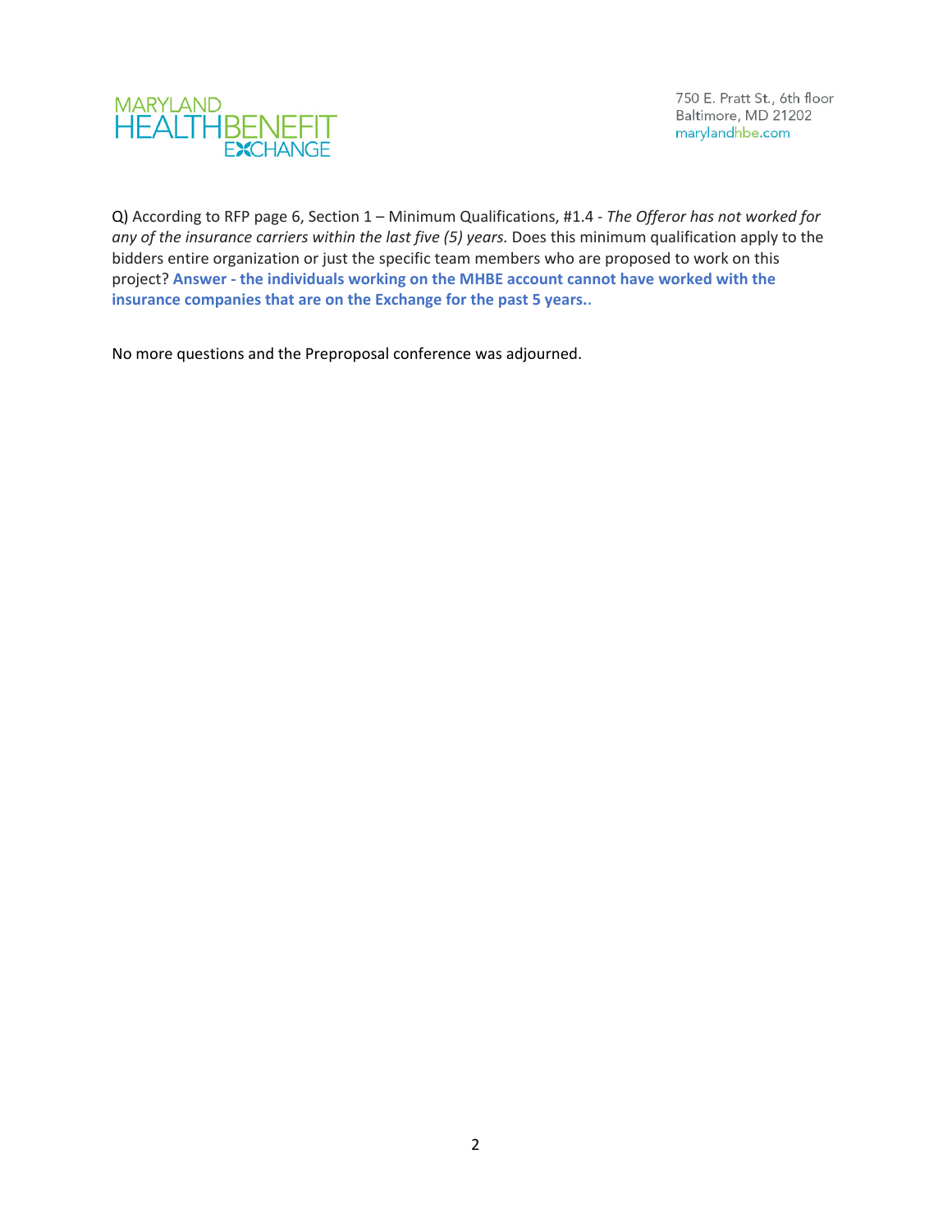Q) According to RFP page 6, Section 1 – Minimum Qualifications, #1.4 - *The Offeror has not worked for any of the insurance carriers within the last five (5) years.* Does this minimum qualification apply to the bidders entire organization or just the specific team members who are proposed to work on this project? **Answer - the individuals working on the MHBE account cannot have worked with the insurance companies that are on the Exchange for the past 5 years..**

No more questions and the Preproposal conference was adjourned.